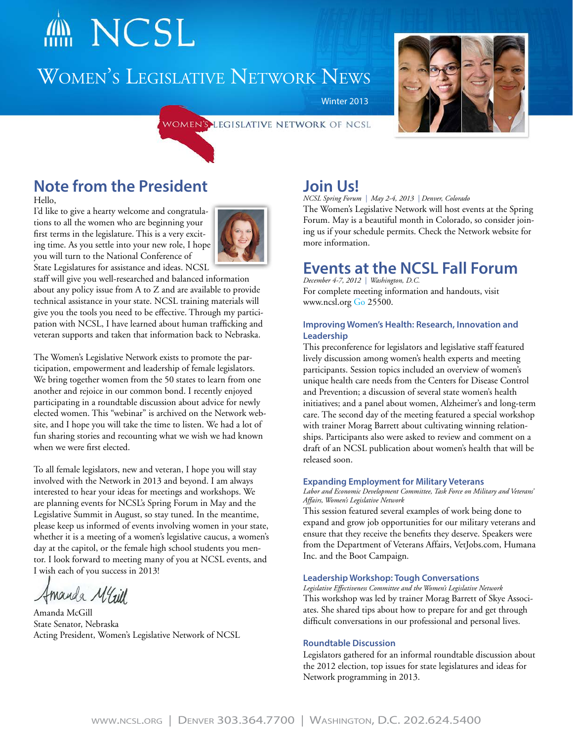# NCSL

## Women's Legislative Network News

Winter 2013

WOMEN'S LEGISLATIVE NETWORK OF NCSL

## Note from the President

Hello,

I'd like to give a hearty welcome and congratulations to all the women who are beginning your first terms in the legislature. This is a very exciting time. As you settle into your new role, I hope you will turn to the National Conference of State Legislatures for assistance and ideas. NCSL staff will give you well-researched and balanced information about any policy issue from A to Z and are available to provide technical assistance in your state. NCSL training materials will give you the tools you need to be effective. Through my participation with NCSL, I have learned about human trafficking and veteran supports and taken that information back to Nebraska.

The Women's Legislative Network exists to promote the participation, empowerment and leadership of female legislators. We bring together women from the 50 states to learn from one another and rejoice in our common bond. I recently enjoyed participating in a roundtable discussion about advice for newly elected women. This "webinar" is archived on the Network website, and I hope you will take the time to listen. We had a lot of fun sharing stories and recounting what we wish we had known when we were first elected.

To all female legislators, new and veteran, I hope you will stay involved with the Network in 2013 and beyond. I am always interested to hear your ideas for meetings and workshops. We are planning events for NCSL's Spring Forum in May and the Legislative Summit in August, so stay tuned. In the meantime, please keep us informed of events involving women in your state, whether it is a meeting of a women's legislative caucus, a women's day at the capitol, or the female high school students you mentor. I look forward to meeting many of you at NCSL events, and I wish each of you success in 2013!

Amanda McGill

Amanda McGill
State Senator, Nebraska
Acting President, Women's Legislative Network of NCSL

## Join Us!

*NCSL Spring Forum | May 2-4, 2013 | Denver, Colorado*

The Women's Legislative Network will host events at the Spring Forum. May is a beautiful month in Colorado, so consider joining us if your schedule permits. Check the Network website for more information.

## Events at the NCSL Fall Forum

*December 4-7, 2012 | Washington, D.C.*

For complete meeting information and handouts, visit www.ncsl.org Go 25500.

### Improving Women's Health: Research, Innovation and Leadership

This preconference for legislators and legislative staff featured lively discussion among women's health experts and meeting participants. Session topics included an overview of women's unique health care needs from the Centers for Disease Control and Prevention; a discussion of several state women's health initiatives; and a panel about women, Alzheimer's and long-term care. The second day of the meeting featured a special workshop with trainer Morag Barrett about cultivating winning relationships. Participants also were asked to review and comment on a draft of an NCSL publication about women's health that will be released soon.

### Expanding Employment for Military Veterans

*Labor and Economic Development Committee, Task Force on Military and Veterans' Affairs, Women's Legislative Network*

This session featured several examples of work being done to expand and grow job opportunities for our military veterans and ensure that they receive the benefits they deserve. Speakers were from the Department of Veterans Affairs, VetJobs.com, Humana Inc. and the Boot Campaign.

### Leadership Workshop: Tough Conversations

*Legislative Effectiveness Committee and the Women's Legislative Network*

This workshop was led by trainer Morag Barrett of Skye Associates. She shared tips about how to prepare for and get through difficult conversations in our professional and personal lives.

### Roundtable Discussion

Legislators gathered for an informal roundtable discussion about the 2012 election, top issues for state legislatures and ideas for Network programming in 2013.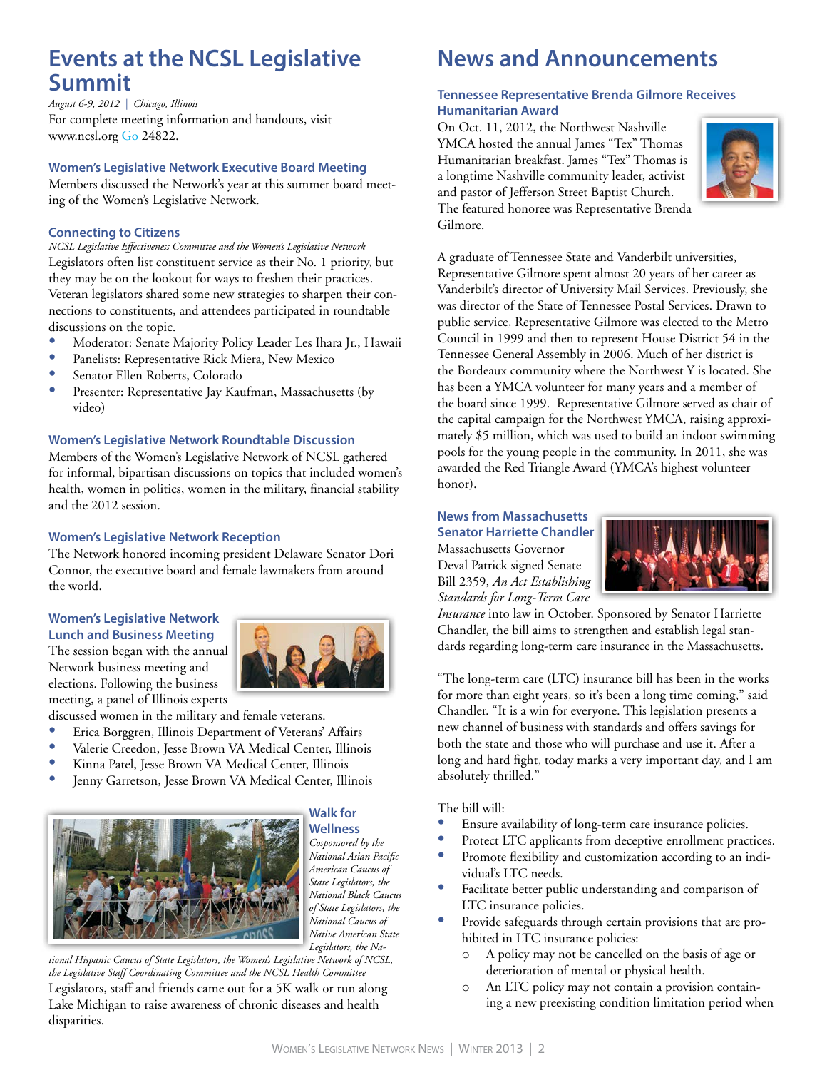# Events at the NCSL Legislative Summit

*August 6-9, 2012 | Chicago, Illinois*

For complete meeting information and handouts, visit www.ncsl.org Go 24822.

### Women's Legislative Network Executive Board Meeting

Members discussed the Network's year at this summer board meeting of the Women's Legislative Network.

### Connecting to Citizens

*NCSL Legislative Effectiveness Committee and the Women's Legislative Network*

Legislators often list constituent service as their No. 1 priority, but they may be on the lookout for ways to freshen their practices. Veteran legislators shared some new strategies to sharpen their connections to constituents, and attendees participated in roundtable discussions on the topic.

- Moderator: Senate Majority Policy Leader Les Ihara Jr., Hawaii
- Panelists: Representative Rick Miera, New Mexico
- Senator Ellen Roberts, Colorado
- Presenter: Representative Jay Kaufman, Massachusetts (by video)

### Women's Legislative Network Roundtable Discussion

Members of the Women's Legislative Network of NCSL gathered for informal, bipartisan discussions on topics that included women's health, women in politics, women in the military, financial stability and the 2012 session.

### Women's Legislative Network Reception

The Network honored incoming president Delaware Senator Dori Connor, the executive board and female lawmakers from around the world.

### Women's Legislative Network Lunch and Business Meeting

The session began with the annual Network business meeting and elections. Following the business meeting, a panel of Illinois experts discussed women in the military and female veterans.

- Erica Borggren, Illinois Department of Veterans' Affairs
- Valerie Creedon, Jesse Brown VA Medical Center, Illinois
- Kinna Patel, Jesse Brown VA Medical Center, Illinois
- Jenny Garretson, Jesse Brown VA Medical Center, Illinois

### Walk for Wellness

*Cosponsored by the National Asian Pacific American Caucus of State Legislators, the National Black Caucus of State Legislators, the National Caucus of Native American State Legislators, the National Hispanic Caucus of State Legislators, the Women's Legislative Network of NCSL, the Legislative Staff Coordinating Committee and the NCSL Health Committee*

Legislators, staff and friends came out for a 5K walk or run along Lake Michigan to raise awareness of chronic diseases and health disparities.

# News and Announcements

### Tennessee Representative Brenda Gilmore Receives Humanitarian Award

On Oct. 11, 2012, the Northwest Nashville YMCA hosted the annual James "Tex" Thomas Humanitarian breakfast. James "Tex" Thomas is a longtime Nashville community leader, activist and pastor of Jefferson Street Baptist Church. The featured honoree was Representative Brenda Gilmore.

A graduate of Tennessee State and Vanderbilt universities, Representative Gilmore spent almost 20 years of her career as Vanderbilt's director of University Mail Services. Previously, she was director of the State of Tennessee Postal Services. Drawn to public service, Representative Gilmore was elected to the Metro Council in 1999 and then to represent House District 54 in the Tennessee General Assembly in 2006. Much of her district is the Bordeaux community where the Northwest Y is located. She has been a YMCA volunteer for many years and a member of the board since 1999. Representative Gilmore served as chair of the capital campaign for the Northwest YMCA, raising approximately $5 million, which was used to build an indoor swimming pools for the young people in the community. In 2011, she was awarded the Red Triangle Award (YMCA's highest volunteer honor).

### News from Massachusetts Senator Harriette Chandler

Massachusetts Governor Deval Patrick signed Senate Bill 2359, *An Act Establishing Standards for Long-Term Care Insurance* into law in October. Sponsored by Senator Harriette Chandler, the bill aims to strengthen and establish legal standards regarding long-term care insurance in the Massachusetts.

"The long-term care (LTC) insurance bill has been in the works for more than eight years, so it's been a long time coming," said Chandler. "It is a win for everyone. This legislation presents a new channel of business with standards and offers savings for both the state and those who will purchase and use it. After a long and hard fight, today marks a very important day, and I am absolutely thrilled."

The bill will:

- Ensure availability of long-term care insurance policies.
- Protect LTC applicants from deceptive enrollment practices.
- Promote flexibility and customization according to an individual's LTC needs.
- Facilitate better public understanding and comparison of LTC insurance policies.
- Provide safeguards through certain provisions that are prohibited in LTC insurance policies:
  - A policy may not be cancelled on the basis of age or deterioration of mental or physical health.
  - An LTC policy may not contain a provision containing a new preexisting condition limitation period when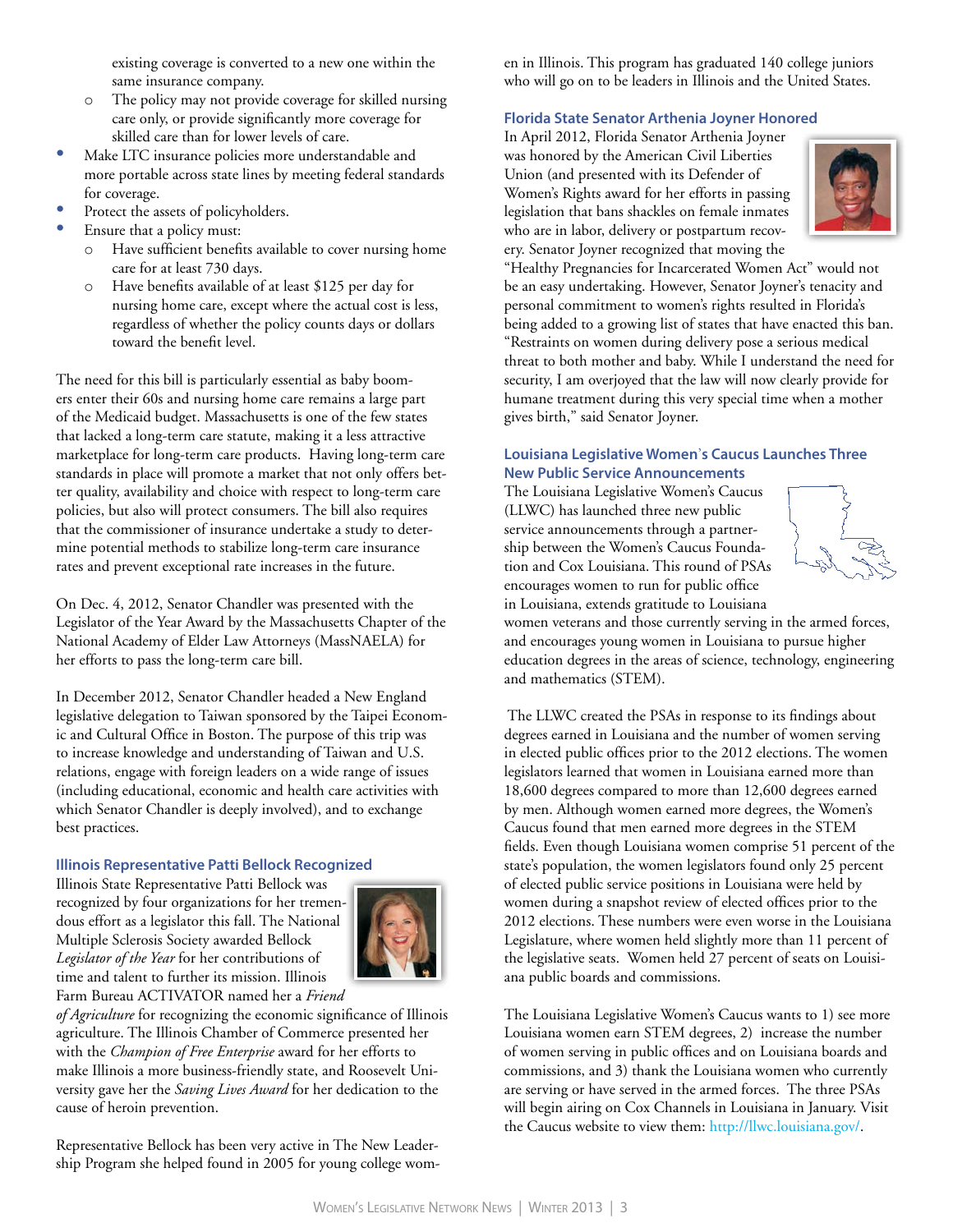existing coverage is converted to a new one within the same insurance company.

    - The policy may not provide coverage for skilled nursing care only, or provide significantly more coverage for skilled care than for lower levels of care.

- Make LTC insurance policies more understandable and more portable across state lines by meeting federal standards for coverage.
- Protect the assets of policyholders.
- Ensure that a policy must:
    - Have sufficient benefits available to cover nursing home care for at least 730 days.
    - Have benefits available of at least $125 per day for nursing home care, except where the actual cost is less, regardless of whether the policy counts days or dollars toward the benefit level.

The need for this bill is particularly essential as baby boomers enter their 60s and nursing home care remains a large part of the Medicaid budget. Massachusetts is one of the few states that lacked a long-term care statute, making it a less attractive marketplace for long-term care products. Having long-term care standards in place will promote a market that not only offers better quality, availability and choice with respect to long-term care policies, but also will protect consumers. The bill also requires that the commissioner of insurance undertake a study to determine potential methods to stabilize long-term care insurance rates and prevent exceptional rate increases in the future.

On Dec. 4, 2012, Senator Chandler was presented with the Legislator of the Year Award by the Massachusetts Chapter of the National Academy of Elder Law Attorneys (MassNAELA) for her efforts to pass the long-term care bill.

In December 2012, Senator Chandler headed a New England legislative delegation to Taiwan sponsored by the Taipei Economic and Cultural Office in Boston. The purpose of this trip was to increase knowledge and understanding of Taiwan and U.S. relations, engage with foreign leaders on a wide range of issues (including educational, economic and health care activities with which Senator Chandler is deeply involved), and to exchange best practices.

## Illinois Representative Patti Bellock Recognized

Illinois State Representative Patti Bellock was recognized by four organizations for her tremendous effort as a legislator this fall. The National Multiple Sclerosis Society awarded Bellock *Legislator of the Year* for her contributions of time and talent to further its mission. Illinois Farm Bureau ACTIVATOR named her a *Friend of Agriculture* for recognizing the economic significance of Illinois agriculture. The Illinois Chamber of Commerce presented her with the *Champion of Free Enterprise* award for her efforts to make Illinois a more business-friendly state, and Roosevelt University gave her the *Saving Lives Award* for her dedication to the cause of heroin prevention.

Representative Bellock has been very active in The New Leadership Program she helped found in 2005 for young college women in Illinois. This program has graduated 140 college juniors who will go on to be leaders in Illinois and the United States.

## Florida State Senator Arthenia Joyner Honored

In April 2012, Florida Senator Arthenia Joyner was honored by the American Civil Liberties Union (and presented with its Defender of Women's Rights award for her efforts in passing legislation that bans shackles on female inmates who are in labor, delivery or postpartum recovery. Senator Joyner recognized that moving the "Healthy Pregnancies for Incarcerated Women Act" would not be an easy undertaking. However, Senator Joyner's tenacity and personal commitment to women's rights resulted in Florida's being added to a growing list of states that have enacted this ban. "Restraints on women during delivery pose a serious medical threat to both mother and baby. While I understand the need for security, I am overjoyed that the law will now clearly provide for humane treatment during this very special time when a mother gives birth," said Senator Joyner.

## Louisiana Legislative Women`s Caucus Launches Three New Public Service Announcements

The Louisiana Legislative Women's Caucus (LLWC) has launched three new public service announcements through a partnership between the Women's Caucus Foundation and Cox Louisiana. This round of PSAs encourages women to run for public office in Louisiana, extends gratitude to Louisiana women veterans and those currently serving in the armed forces, and encourages young women in Louisiana to pursue higher education degrees in the areas of science, technology, engineering and mathematics (STEM).

The LLWC created the PSAs in response to its findings about degrees earned in Louisiana and the number of women serving in elected public offices prior to the 2012 elections. The women legislators learned that women in Louisiana earned more than 18,600 degrees compared to more than 12,600 degrees earned by men. Although women earned more degrees, the Women's Caucus found that men earned more degrees in the STEM fields. Even though Louisiana women comprise 51 percent of the state's population, the women legislators found only 25 percent of elected public service positions in Louisiana were held by women during a snapshot review of elected offices prior to the 2012 elections. These numbers were even worse in the Louisiana Legislature, where women held slightly more than 11 percent of the legislative seats. Women held 27 percent of seats on Louisiana public boards and commissions.

The Louisiana Legislative Women's Caucus wants to 1) see more Louisiana women earn STEM degrees, 2) increase the number of women serving in public offices and on Louisiana boards and commissions, and 3) thank the Louisiana women who currently are serving or have served in the armed forces. The three PSAs will begin airing on Cox Channels in Louisiana in January. Visit the Caucus website to view them: http://llwc.louisiana.gov/.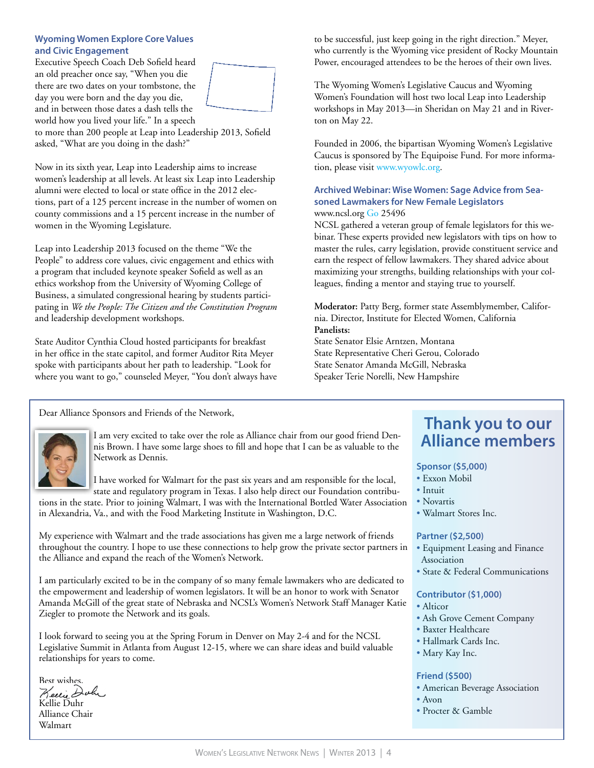### Wyoming Women Explore Core Values and Civic Engagement

Executive Speech Coach Deb Sofield heard an old preacher once say, "When you die there are two dates on your tombstone, the day you were born and the day you die, and in between those dates a dash tells the world how you lived your life." In a speech to more than 200 people at Leap into Leadership 2013, Sofield asked, "What are you doing in the dash?"

Now in its sixth year, Leap into Leadership aims to increase women's leadership at all levels. At least six Leap into Leadership alumni were elected to local or state office in the 2012 elections, part of a 125 percent increase in the number of women on county commissions and a 15 percent increase in the number of women in the Wyoming Legislature.

Leap into Leadership 2013 focused on the theme "We the People" to address core values, civic engagement and ethics with a program that included keynote speaker Sofield as well as an ethics workshop from the University of Wyoming College of Business, a simulated congressional hearing by students participating in *We the People: The Citizen and the Constitution Program* and leadership development workshops.

State Auditor Cynthia Cloud hosted participants for breakfast in her office in the state capitol, and former Auditor Rita Meyer spoke with participants about her path to leadership. "Look for where you want to go," counseled Meyer, "You don't always have to be successful, just keep going in the right direction." Meyer, who currently is the Wyoming vice president of Rocky Mountain Power, encouraged attendees to be the heroes of their own lives.

The Wyoming Women's Legislative Caucus and Wyoming Women's Foundation will host two local Leap into Leadership workshops in May 2013—in Sheridan on May 21 and in Riverton on May 22.

Founded in 2006, the bipartisan Wyoming Women's Legislative Caucus is sponsored by The Equipoise Fund. For more information, please visit www.wyowlc.org.

### Archived Webinar: Wise Women: Sage Advice from Seasoned Lawmakers for New Female Legislators

www.ncsl.org Go 25496

NCSL gathered a veteran group of female legislators for this webinar. These experts provided new legislators with tips on how to master the rules, carry legislation, provide constituent service and earn the respect of fellow lawmakers. They shared advice about maximizing your strengths, building relationships with your colleagues, finding a mentor and staying true to yourself.

**Moderator:** Patty Berg, former state Assemblymember, California. Director, Institute for Elected Women, California

**Panelists:**

State Senator Elsie Arntzen, Montana
State Representative Cheri Gerou, Colorado
State Senator Amanda McGill, Nebraska
Speaker Terie Norelli, New Hampshire

---

Dear Alliance Sponsors and Friends of the Network,

I am very excited to take over the role as Alliance chair from our good friend Dennis Brown. I have some large shoes to fill and hope that I can be as valuable to the Network as Dennis.

I have worked for Walmart for the past six years and am responsible for the local, state and regulatory program in Texas. I also help direct our Foundation contributions in the state. Prior to joining Walmart, I was with the International Bottled Water Association in Alexandria, Va., and with the Food Marketing Institute in Washington, D.C.

My experience with Walmart and the trade associations has given me a large network of friends throughout the country. I hope to use these connections to help grow the private sector partners in the Alliance and expand the reach of the Women's Network.

I am particularly excited to be in the company of so many female lawmakers who are dedicated to the empowerment and leadership of women legislators. It will be an honor to work with Senator Amanda McGill of the great state of Nebraska and NCSL's Women's Network Staff Manager Katie Ziegler to promote the Network and its goals.

I look forward to seeing you at the Spring Forum in Denver on May 2-4 and for the NCSL Legislative Summit in Atlanta from August 12-15, where we can share ideas and build valuable relationships for years to come.

Best wishes,

Kellie Duhr
Alliance Chair
Walmart

## Thank you to our Alliance members

**Sponsor ($5,000)**

- Exxon Mobil
- Intuit
- Novartis
- Walmart Stores Inc.

**Partner ($2,500)**

- Equipment Leasing and Finance Association
- State & Federal Communications

**Contributor ($1,000)**

- Alticor
- Ash Grove Cement Company
- Baxter Healthcare
- Hallmark Cards Inc.
- Mary Kay Inc.

**Friend ($500)**

- American Beverage Association
- Avon
- Procter & Gamble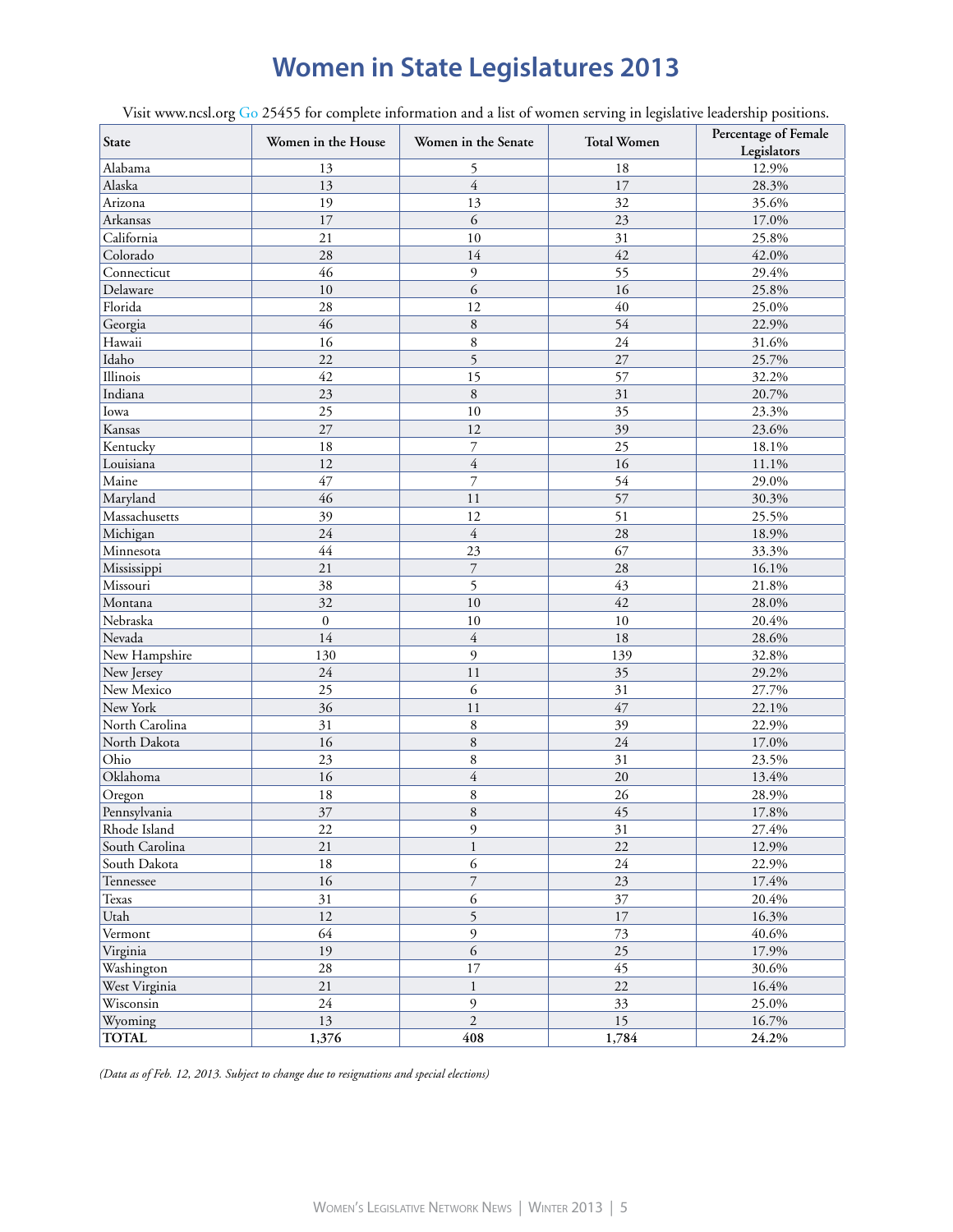# Women in State Legislatures 2013

Visit www.ncsl.org Go 25455 for complete information and a list of women serving in legislative leadership positions.

| State | Women in the House | Women in the Senate | Total Women | Percentage of Female Legislators |
|---|---|---|---|---|
| Alabama | 13 | 5 | 18 | 12.9% |
| Alaska | 13 | 4 | 17 | 28.3% |
| Arizona | 19 | 13 | 32 | 35.6% |
| Arkansas | 17 | 6 | 23 | 17.0% |
| California | 21 | 10 | 31 | 25.8% |
| Colorado | 28 | 14 | 42 | 42.0% |
| Connecticut | 46 | 9 | 55 | 29.4% |
| Delaware | 10 | 6 | 16 | 25.8% |
| Florida | 28 | 12 | 40 | 25.0% |
| Georgia | 46 | 8 | 54 | 22.9% |
| Hawaii | 16 | 8 | 24 | 31.6% |
| Idaho | 22 | 5 | 27 | 25.7% |
| Illinois | 42 | 15 | 57 | 32.2% |
| Indiana | 23 | 8 | 31 | 20.7% |
| Iowa | 25 | 10 | 35 | 23.3% |
| Kansas | 27 | 12 | 39 | 23.6% |
| Kentucky | 18 | 7 | 25 | 18.1% |
| Louisiana | 12 | 4 | 16 | 11.1% |
| Maine | 47 | 7 | 54 | 29.0% |
| Maryland | 46 | 11 | 57 | 30.3% |
| Massachusetts | 39 | 12 | 51 | 25.5% |
| Michigan | 24 | 4 | 28 | 18.9% |
| Minnesota | 44 | 23 | 67 | 33.3% |
| Mississippi | 21 | 7 | 28 | 16.1% |
| Missouri | 38 | 5 | 43 | 21.8% |
| Montana | 32 | 10 | 42 | 28.0% |
| Nebraska | 0 | 10 | 10 | 20.4% |
| Nevada | 14 | 4 | 18 | 28.6% |
| New Hampshire | 130 | 9 | 139 | 32.8% |
| New Jersey | 24 | 11 | 35 | 29.2% |
| New Mexico | 25 | 6 | 31 | 27.7% |
| New York | 36 | 11 | 47 | 22.1% |
| North Carolina | 31 | 8 | 39 | 22.9% |
| North Dakota | 16 | 8 | 24 | 17.0% |
| Ohio | 23 | 8 | 31 | 23.5% |
| Oklahoma | 16 | 4 | 20 | 13.4% |
| Oregon | 18 | 8 | 26 | 28.9% |
| Pennsylvania | 37 | 8 | 45 | 17.8% |
| Rhode Island | 22 | 9 | 31 | 27.4% |
| South Carolina | 21 | 1 | 22 | 12.9% |
| South Dakota | 18 | 6 | 24 | 22.9% |
| Tennessee | 16 | 7 | 23 | 17.4% |
| Texas | 31 | 6 | 37 | 20.4% |
| Utah | 12 | 5 | 17 | 16.3% |
| Vermont | 64 | 9 | 73 | 40.6% |
| Virginia | 19 | 6 | 25 | 17.9% |
| Washington | 28 | 17 | 45 | 30.6% |
| West Virginia | 21 | 1 | 22 | 16.4% |
| Wisconsin | 24 | 9 | 33 | 25.0% |
| Wyoming | 13 | 2 | 15 | 16.7% |
| **TOTAL** | **1,376** | **408** | **1,784** | **24.2%** |

*(Data as of Feb. 12, 2013. Subject to change due to resignations and special elections)*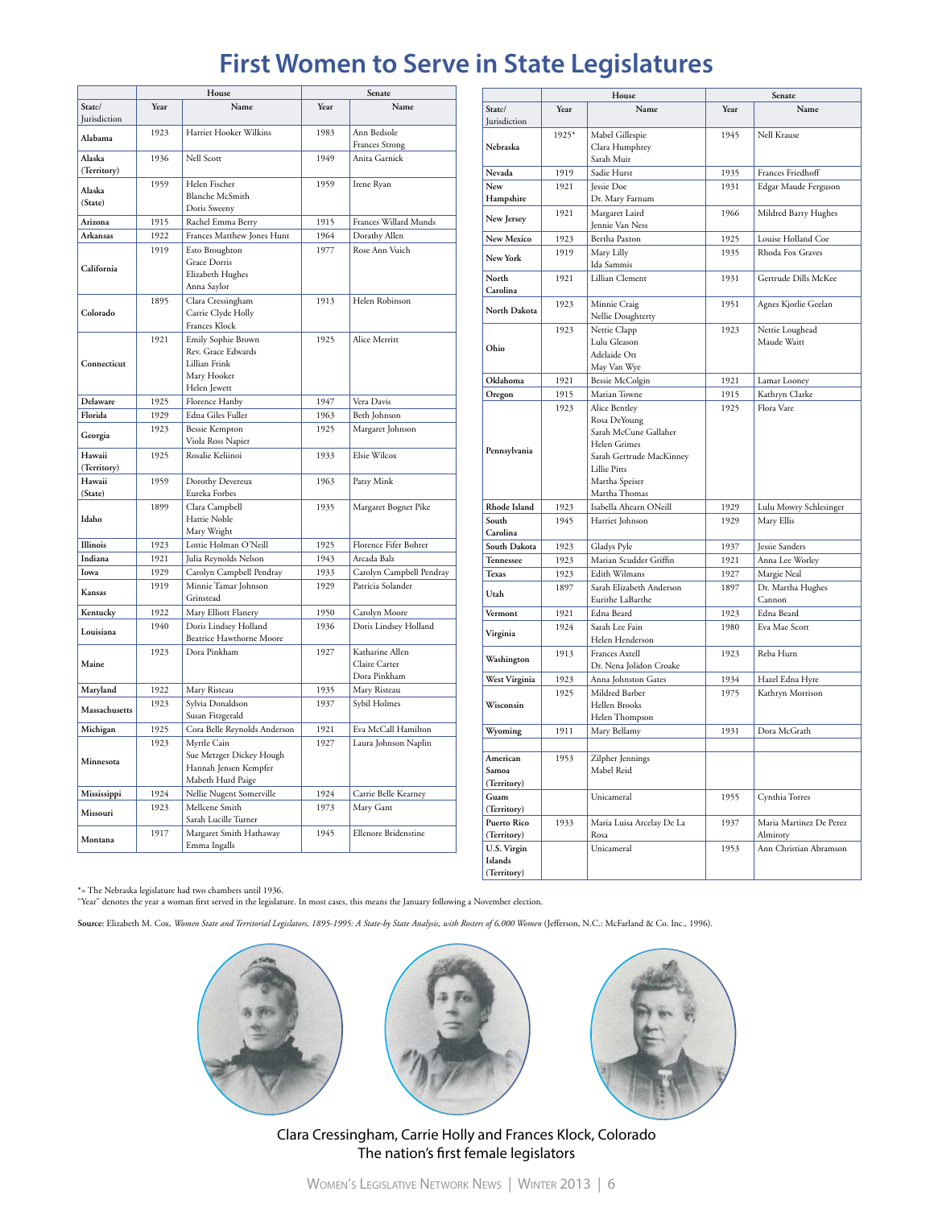# First Women to Serve in State Legislatures

| State/ Jurisdiction | House | | Senate | |
|---|---|---|---|---|
| | Year | Name | Year | Name |
| Alabama | 1923 | Harriet Hooker Wilkins | 1983 | Ann Bedsole, Frances Strong |
| Alaska (Territory) | 1936 | Nell Scott | 1949 | Anita Garnick |
| Alaska (State) | 1959 | Helen Fischer, Blanche McSmith, Doris Sweeny | 1959 | Irene Ryan |
| Arizona | 1915 | Rachel Emma Berry | 1915 | Frances Willard Munds |
| Arkansas | 1922 | Frances Matthew Jones Hunt | 1964 | Dorothy Allen |
| California | 1919 | Esto Broughton, Grace Dorris, Elizabeth Hughes, Anna Saylor | 1977 | Rose Ann Vuich |
| Colorado | 1895 | Clara Cressingham, Carrie Clyde Holly, Frances Klock | 1913 | Helen Robinson |
| Connecticut | 1921 | Emily Sophie Brown, Rev. Grace Edwards, Lillian Frink, Mary Hooker, Helen Jewett | 1925 | Alice Merritt |
| Delaware | 1925 | Florence Hanby | 1947 | Vera Davis |
| Florida | 1929 | Edna Giles Fuller | 1963 | Beth Johnson |
| Georgia | 1923 | Bessie Kempton, Viola Ross Napier | 1925 | Margaret Johnson |
| Hawaii (Territory) | 1925 | Rosalie Keliinoi | 1933 | Elsie Wilcox |
| Hawaii (State) | 1959 | Dorothy Devereux, Eureka Forbes | 1963 | Patsy Mink |
| Idaho | 1899 | Clara Campbell, Hattie Noble, Mary Wright | 1935 | Margaret Bognet Pike |
| Illinois | 1923 | Lottie Holman O'Neill | 1925 | Florence Fifer Bohrer |
| Indiana | 1921 | Julia Reynolds Nelson | 1943 | Arcada Balz |
| Iowa | 1929 | Carolyn Campbell Pendray | 1933 | Carolyn Campbell Pendray |
| Kansas | 1919 | Minnie Tamar Johnson Grinstead | 1929 | Patricia Solander |
| Kentucky | 1922 | Mary Elliott Flanery | 1950 | Carolyn Moore |
| Louisiana | 1940 | Doris Lindsey Holland, Beatrice Hawthorne Moore | 1936 | Doris Lindsey Holland |
| Maine | 1923 | Dora Pinkham | 1927 | Katharine Allen, Claire Carter, Dora Pinkham |
| Maryland | 1922 | Mary Risteau | 1935 | Mary Risteau |
| Massachusetts | 1923 | Sylvia Donaldson, Susan Fitzgerald | 1937 | Sybil Holmes |
| Michigan | 1925 | Cora Belle Reynolds Anderson | 1921 | Eva McCall Hamilton |
| Minnesota | 1923 | Myrtle Cain, Sue Metzger Dickey Hough, Hannah Jensen Kempfer, Mabeth Hurd Paige | 1927 | Laura Johnson Naplin |
| Mississippi | 1924 | Nellie Nugent Somerville | 1924 | Carrie Belle Kearney |
| Missouri | 1923 | Mellcene Smith, Sarah Lucille Turner | 1973 | Mary Gant |
| Montana | 1917 | Margaret Smith Hathaway, Emma Ingalls | 1945 | Ellenore Bridenstine |
| Nebraska | 1925* | Mabel Gillespie, Clara Humphrey, Sarah Muir | 1945 | Nell Krause |
| Nevada | 1919 | Sadie Hurst | 1935 | Frances Friedhoff |
| New Hampshire | 1921 | Jessie Doe, Dr. Mary Farnum | 1931 | Edgar Maude Ferguson |
| New Jersey | 1921 | Margaret Laird, Jennie Van Ness | 1966 | Mildred Barry Hughes |
| New Mexico | 1923 | Bertha Paxton | 1925 | Louise Holland Coe |
| New York | 1919 | Mary Lilly, Ida Sammis | 1935 | Rhoda Fox Graves |
| North Carolina | 1921 | Lillian Clement | 1931 | Gertrude Dills McKee |
| North Dakota | 1923 | Minnie Craig, Nellie Dougherty | 1951 | Agnes Kjorlie Geelan |
| Ohio | 1923 | Nettie Clapp, Lulu Gleason, Adelaide Ott, May Van Wye | 1923 | Nettie Loughead, Maude Waitt |
| Oklahoma | 1921 | Bessie McColgin | 1921 | Lamar Looney |
| Oregon | 1915 | Marian Towne | 1915 | Kathryn Clarke |
| Pennsylvania | 1923 | Alice Bentley, Rosa DeYoung, Sarah McCune Gallaher, Helen Grimes, Sarah Gertrude MacKinney, Lillie Pitts, Martha Speiser, Martha Thomas | 1925 | Flora Vare |
| Rhode Island | 1923 | Isabella Ahearn ONeill | 1929 | Lulu Mowry Schlesinger |
| South Carolina | 1945 | Harriet Johnson | 1929 | Mary Ellis |
| South Dakota | 1923 | Gladys Pyle | 1937 | Jessie Sanders |
| Tennessee | 1923 | Marian Scudder Griffin | 1921 | Anna Lee Worley |
| Texas | 1923 | Edith Wilmans | 1927 | Margie Neal |
| Utah | 1897 | Sarah Elizabeth Anderson, Eurithe LaBarthe | 1897 | Dr. Martha Hughes Cannon |
| Vermont | 1921 | Edna Beard | 1923 | Edna Beard |
| Virginia | 1924 | Sarah Lee Fain, Helen Henderson | 1980 | Eva Mae Scott |
| Washington | 1913 | Frances Axtell, Dr. Nena Jolidon Croake | 1923 | Reba Hurn |
| West Virginia | 1923 | Anna Johnston Gates | 1934 | Hazel Edna Hyre |
| Wisconsin | 1925 | Mildred Barber, Hellen Brooks, Helen Thompson | 1975 | Kathryn Morrison |
| Wyoming | 1911 | Mary Bellamy | 1931 | Dora McGrath |
| American Samoa (Territory) | 1953 | Zilpher Jennings, Mabel Reid | | |
| Guam (Territory) | | Unicameral | 1955 | Cynthia Torres |
| Puerto Rico (Territory) | 1933 | Maria Luisa Arcelay De La Rosa | 1937 | Maria Martinez De Perez Almiroty |
| U.S. Virgin Islands (Territory) | | Unicameral | 1953 | Ann Christian Abramson |

*= The Nebraska legislature had two chambers until 1936.
"Year" denotes the year a woman first served in the legislature. In most cases, this means the January following a November election.

**Source:** Elizabeth M. Cox, *Women State and Territorial Legislators, 1895-1995: A State-by State Analysis, with Rosters of 6,000 Women* (Jefferson, N.C.: McFarland & Co. Inc., 1996).

Clara Cressingham, Carrie Holly and Frances Klock, Colorado
The nation's first female legislators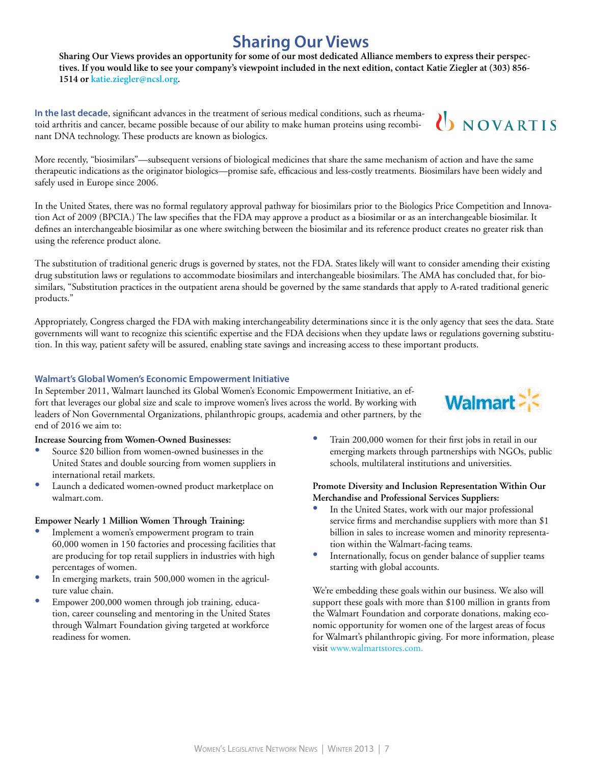# Sharing Our Views

**Sharing Our Views provides an opportunity for some of our most dedicated Alliance members to express their perspectives. If you would like to see your company's viewpoint included in the next edition, contact Katie Ziegler at (303) 856-1514 or katie.ziegler@ncsl.org.**

NOVARTIS

**In the last decade**, significant advances in the treatment of serious medical conditions, such as rheumatoid arthritis and cancer, became possible because of our ability to make human proteins using recombinant DNA technology. These products are known as biologics.

More recently, "biosimilars"—subsequent versions of biological medicines that share the same mechanism of action and have the same therapeutic indications as the originator biologics—promise safe, efficacious and less-costly treatments. Biosimilars have been widely and safely used in Europe since 2006.

In the United States, there was no formal regulatory approval pathway for biosimilars prior to the Biologics Price Competition and Innovation Act of 2009 (BPCIA.) The law specifies that the FDA may approve a product as a biosimilar or as an interchangeable biosimilar. It defines an interchangeable biosimilar as one where switching between the biosimilar and its reference product creates no greater risk than using the reference product alone.

The substitution of traditional generic drugs is governed by states, not the FDA. States likely will want to consider amending their existing drug substitution laws or regulations to accommodate biosimilars and interchangeable biosimilars. The AMA has concluded that, for biosimilars, "Substitution practices in the outpatient arena should be governed by the same standards that apply to A-rated traditional generic products."

Appropriately, Congress charged the FDA with making interchangeability determinations since it is the only agency that sees the data. State governments will want to recognize this scientific expertise and the FDA decisions when they update laws or regulations governing substitution. In this way, patient safety will be assured, enabling state savings and increasing access to these important products.

## Walmart's Global Women's Economic Empowerment Initiative

Walmart

In September 2011, Walmart launched its Global Women's Economic Empowerment Initiative, an effort that leverages our global size and scale to improve women's lives across the world. By working with leaders of Non Governmental Organizations, philanthropic groups, academia and other partners, by the end of 2016 we aim to:

**Increase Sourcing from Women-Owned Businesses:**

- Source $20 billion from women-owned businesses in the United States and double sourcing from women suppliers in international retail markets.
- Launch a dedicated women-owned product marketplace on walmart.com.

**Empower Nearly 1 Million Women Through Training:**

- Implement a women's empowerment program to train 60,000 women in 150 factories and processing facilities that are producing for top retail suppliers in industries with high percentages of women.
- In emerging markets, train 500,000 women in the agriculture value chain.
- Empower 200,000 women through job training, education, career counseling and mentoring in the United States through Walmart Foundation giving targeted at workforce readiness for women.
- Train 200,000 women for their first jobs in retail in our emerging markets through partnerships with NGOs, public schools, multilateral institutions and universities.

**Promote Diversity and Inclusion Representation Within Our Merchandise and Professional Services Suppliers:**

- In the United States, work with our major professional service firms and merchandise suppliers with more than $1 billion in sales to increase women and minority representation within the Walmart-facing teams.
- Internationally, focus on gender balance of supplier teams starting with global accounts.

We're embedding these goals within our business. We also will support these goals with more than $100 million in grants from the Walmart Foundation and corporate donations, making economic opportunity for women one of the largest areas of focus for Walmart's philanthropic giving. For more information, please visit www.walmartstores.com.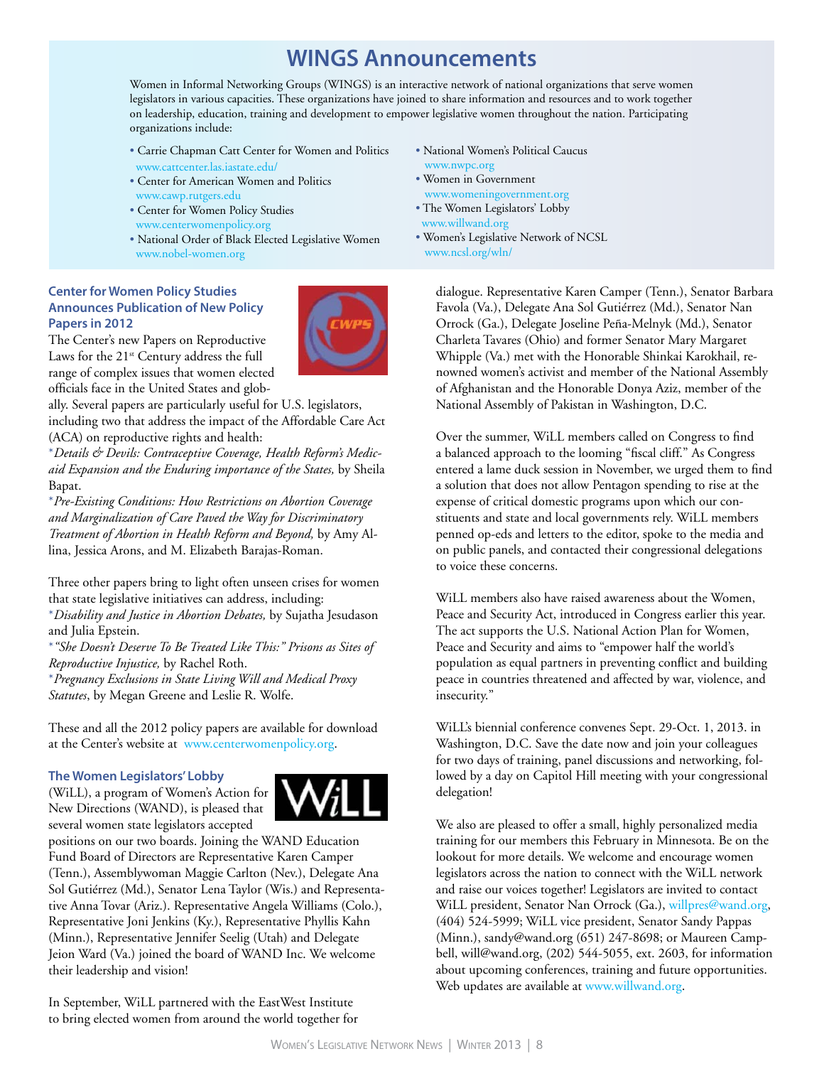# WINGS Announcements

Women in Informal Networking Groups (WINGS) is an interactive network of national organizations that serve women legislators in various capacities. These organizations have joined to share information and resources and to work together on leadership, education, training and development to empower legislative women throughout the nation. Participating organizations include:

- Carrie Chapman Catt Center for Women and Politics www.cattcenter.las.iastate.edu/
- Center for American Women and Politics www.cawp.rutgers.edu
- Center for Women Policy Studies www.centerwomenpolicy.org
- National Order of Black Elected Legislative Women www.nobel-women.org
- National Women's Political Caucus www.nwpc.org
- Women in Government www.womeningovernment.org
- The Women Legislators' Lobby www.willwand.org
- Women's Legislative Network of NCSL www.ncsl.org/wln/

### Center for Women Policy Studies Announces Publication of New Policy Papers in 2012

The Center's new Papers on Reproductive Laws for the 21st Century address the full range of complex issues that women elected officials face in the United States and globally. Several papers are particularly useful for U.S. legislators, including two that address the impact of the Affordable Care Act (ACA) on reproductive rights and health:

*\*Details & Devils: Contraceptive Coverage, Health Reform's Medicaid Expansion and the Enduring importance of the States,* by Sheila Bapat.

*\*Pre-Existing Conditions: How Restrictions on Abortion Coverage and Marginalization of Care Paved the Way for Discriminatory Treatment of Abortion in Health Reform and Beyond,* by Amy Allina, Jessica Arons, and M. Elizabeth Barajas-Roman.

Three other papers bring to light often unseen crises for women that state legislative initiatives can address, including:

*\*Disability and Justice in Abortion Debates,* by Sujatha Jesudason and Julia Epstein.

*\*"She Doesn't Deserve To Be Treated Like This:" Prisons as Sites of Reproductive Injustice,* by Rachel Roth.

*\*Pregnancy Exclusions in State Living Will and Medical Proxy Statutes*, by Megan Greene and Leslie R. Wolfe.

These and all the 2012 policy papers are available for download at the Center's website at www.centerwomenpolicy.org.

### The Women Legislators' Lobby

(WiLL), a program of Women's Action for New Directions (WAND), is pleased that several women state legislators accepted positions on our two boards. Joining the WAND Education Fund Board of Directors are Representative Karen Camper (Tenn.), Assemblywoman Maggie Carlton (Nev.), Delegate Ana Sol Gutiérrez (Md.), Senator Lena Taylor (Wis.) and Representative Anna Tovar (Ariz.). Representative Angela Williams (Colo.), Representative Joni Jenkins (Ky.), Representative Phyllis Kahn (Minn.), Representative Jennifer Seelig (Utah) and Delegate Jeion Ward (Va.) joined the board of WAND Inc. We welcome their leadership and vision!

In September, WiLL partnered with the EastWest Institute to bring elected women from around the world together for dialogue. Representative Karen Camper (Tenn.), Senator Barbara Favola (Va.), Delegate Ana Sol Gutiérrez (Md.), Senator Nan Orrock (Ga.), Delegate Joseline Peña-Melnyk (Md.), Senator Charleta Tavares (Ohio) and former Senator Mary Margaret Whipple (Va.) met with the Honorable Shinkai Karokhail, renowned women's activist and member of the National Assembly of Afghanistan and the Honorable Donya Aziz, member of the National Assembly of Pakistan in Washington, D.C.

Over the summer, WiLL members called on Congress to find a balanced approach to the looming "fiscal cliff." As Congress entered a lame duck session in November, we urged them to find a solution that does not allow Pentagon spending to rise at the expense of critical domestic programs upon which our constituents and state and local governments rely. WiLL members penned op-eds and letters to the editor, spoke to the media and on public panels, and contacted their congressional delegations to voice these concerns.

WiLL members also have raised awareness about the Women, Peace and Security Act, introduced in Congress earlier this year. The act supports the U.S. National Action Plan for Women, Peace and Security and aims to "empower half the world's population as equal partners in preventing conflict and building peace in countries threatened and affected by war, violence, and insecurity."

WiLL's biennial conference convenes Sept. 29-Oct. 1, 2013. in Washington, D.C. Save the date now and join your colleagues for two days of training, panel discussions and networking, followed by a day on Capitol Hill meeting with your congressional delegation!

We also are pleased to offer a small, highly personalized media training for our members this February in Minnesota. Be on the lookout for more details. We welcome and encourage women legislators across the nation to connect with the WiLL network and raise our voices together! Legislators are invited to contact WiLL president, Senator Nan Orrock (Ga.), willpres@wand.org, (404) 524-5999; WiLL vice president, Senator Sandy Pappas (Minn.), sandy@wand.org (651) 247-8698; or Maureen Campbell, will@wand.org, (202) 544-5055, ext. 2603, for information about upcoming conferences, training and future opportunities. Web updates are available at www.willwand.org.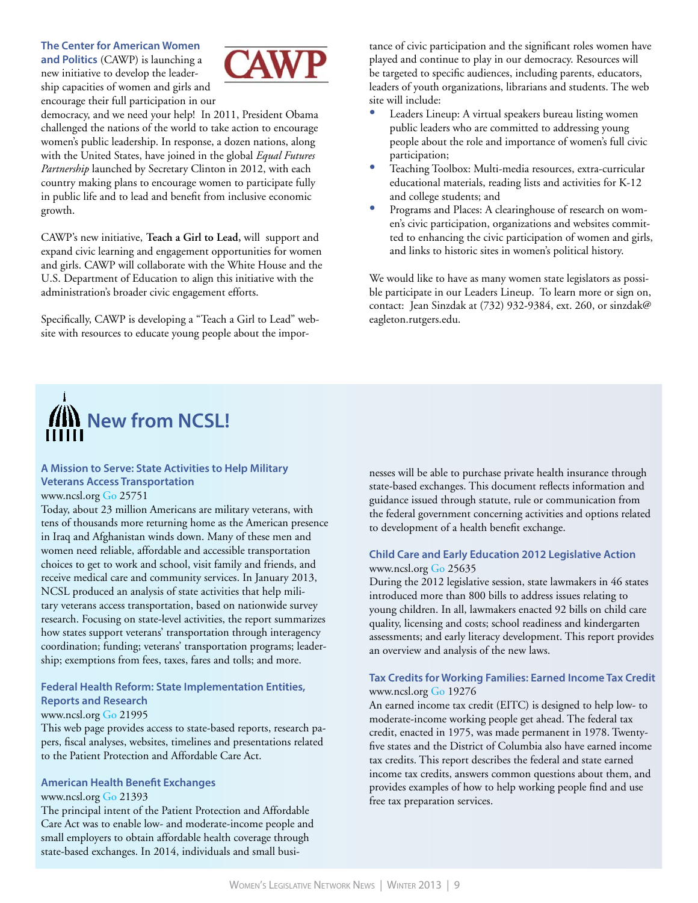**The Center for American Women and Politics** (CAWP) is launching a new initiative to develop the leadership capacities of women and girls and encourage their full participation in our democracy, and we need your help! In 2011, President Obama challenged the nations of the world to take action to encourage women's public leadership. In response, a dozen nations, along with the United States, have joined in the global *Equal Futures Partnership* launched by Secretary Clinton in 2012, with each country making plans to encourage women to participate fully in public life and to lead and benefit from inclusive economic growth.

CAWP's new initiative, **Teach a Girl to Lead,** will support and expand civic learning and engagement opportunities for women and girls. CAWP will collaborate with the White House and the U.S. Department of Education to align this initiative with the administration's broader civic engagement efforts.

Specifically, CAWP is developing a "Teach a Girl to Lead" website with resources to educate young people about the importance of civic participation and the significant roles women have played and continue to play in our democracy. Resources will be targeted to specific audiences, including parents, educators, leaders of youth organizations, librarians and students. The web site will include:

- Leaders Lineup: A virtual speakers bureau listing women public leaders who are committed to addressing young people about the role and importance of women's full civic participation;
- Teaching Toolbox: Multi-media resources, extra-curricular educational materials, reading lists and activities for K-12 and college students; and
- Programs and Places: A clearinghouse of research on women's civic participation, organizations and websites committed to enhancing the civic participation of women and girls, and links to historic sites in women's political history.

We would like to have as many women state legislators as possible participate in our Leaders Lineup. To learn more or sign on, contact: Jean Sinzdak at (732) 932-9384, ext. 260, or sinzdak@eagleton.rutgers.edu.

# New from NCSL!

### A Mission to Serve: State Activities to Help Military Veterans Access Transportation

www.ncsl.org Go 25751

Today, about 23 million Americans are military veterans, with tens of thousands more returning home as the American presence in Iraq and Afghanistan winds down. Many of these men and women need reliable, affordable and accessible transportation choices to get to work and school, visit family and friends, and receive medical care and community services. In January 2013, NCSL produced an analysis of state activities that help military veterans access transportation, based on nationwide survey research. Focusing on state-level activities, the report summarizes how states support veterans' transportation through interagency coordination; funding; veterans' transportation programs; leadership; exemptions from fees, taxes, fares and tolls; and more.

### Federal Health Reform: State Implementation Entities, Reports and Research

www.ncsl.org Go 21995

This web page provides access to state-based reports, research papers, fiscal analyses, websites, timelines and presentations related to the Patient Protection and Affordable Care Act.

### American Health Benefit Exchanges

www.ncsl.org Go 21393

The principal intent of the Patient Protection and Affordable Care Act was to enable low- and moderate-income people and small employers to obtain affordable health coverage through state-based exchanges. In 2014, individuals and small businesses will be able to purchase private health insurance through state-based exchanges. This document reflects information and guidance issued through statute, rule or communication from the federal government concerning activities and options related to development of a health benefit exchange.

### Child Care and Early Education 2012 Legislative Action

www.ncsl.org Go 25635

During the 2012 legislative session, state lawmakers in 46 states introduced more than 800 bills to address issues relating to young children. In all, lawmakers enacted 92 bills on child care quality, licensing and costs; school readiness and kindergarten assessments; and early literacy development. This report provides an overview and analysis of the new laws.

### Tax Credits for Working Families: Earned Income Tax Credit

www.ncsl.org Go 19276

An earned income tax credit (EITC) is designed to help low- to moderate-income working people get ahead. The federal tax credit, enacted in 1975, was made permanent in 1978. Twenty-five states and the District of Columbia also have earned income tax credits. This report describes the federal and state earned income tax credits, answers common questions about them, and provides examples of how to help working people find and use free tax preparation services.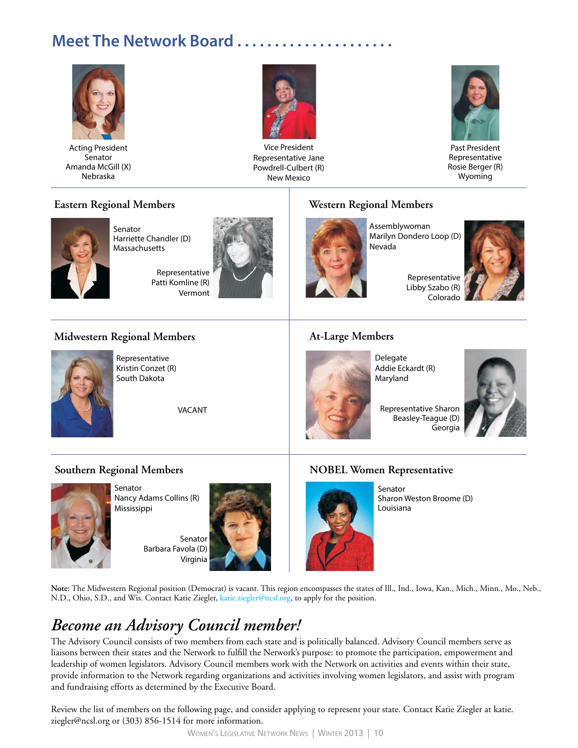# Meet The Network Board . . . . . . . . . . . . . . . . . . . .

Acting President
Senator
Amanda McGill (X)
Nebraska

Vice President
Representative Jane
Powdrell-Culbert (R)
New Mexico

Past President
Representative
Rosie Berger (R)
Wyoming

## Eastern Regional Members

Senator
Harriette Chandler (D)
Massachusetts

Representative
Patti Komline (R)
Vermont

## Western Regional Members

Assemblywoman
Marilyn Dondero Loop (D)
Nevada

Representative
Libby Szabo (R)
Colorado

## Midwestern Regional Members

Representative
Kristin Conzet (R)
South Dakota

VACANT

## At-Large Members

Delegate
Addie Eckardt (R)
Maryland

Representative Sharon
Beasley-Teague (D)
Georgia

## Southern Regional Members

Senator
Nancy Adams Collins (R)
Mississippi

Senator
Barbara Favola (D)
Virginia

## NOBEL Women Representative

Senator
Sharon Weston Broome (D)
Louisiana

**Note:** The Midwestern Regional position (Democrat) is vacant. This region encompasses the states of Ill., Ind., Iowa, Kan., Mich., Minn., Mo., Neb., N.D., Ohio, S.D., and Wis. Contact Katie Ziegler, katie.ziegler@ncsl.org, to apply for the position.

# *Become an Advisory Council member!*

The Advisory Council consists of two members from each state and is politically balanced. Advisory Council members serve as liaisons between their states and the Network to fulfill the Network's purpose: to promote the participation, empowerment and leadership of women legislators. Advisory Council members work with the Network on activities and events within their state, provide information to the Network regarding organizations and activities involving women legislators, and assist with program and fundraising efforts as determined by the Executive Board.

Review the list of members on the following page, and consider applying to represent your state. Contact Katie Ziegler at katie.ziegler@ncsl.org or (303) 856-1514 for more information.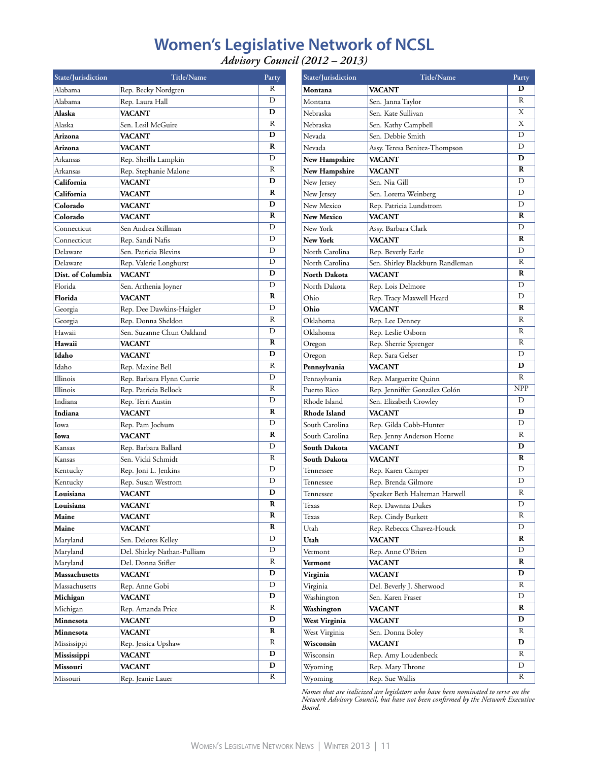# Women's Legislative Network of NCSL

*Advisory Council (2012 – 2013)*

| State/Jurisdiction | Title/Name | Party |
|---|---|---|
| Alabama | Rep. Becky Nordgren | R |
| Alabama | Rep. Laura Hall | D |
| **Alaska** | **VACANT** | **D** |
| Alaska | Sen. Lesil McGuire | R |
| **Arizona** | **VACANT** | **D** |
| **Arizona** | **VACANT** | **R** |
| Arkansas | Rep. Sheilla Lampkin | D |
| Arkansas | Rep. Stephanie Malone | R |
| **California** | **VACANT** | **D** |
| **California** | **VACANT** | **R** |
| **Colorado** | **VACANT** | **D** |
| **Colorado** | **VACANT** | **R** |
| Connecticut | Sen Andrea Stillman | D |
| Connecticut | Rep. Sandi Nafis | D |
| Delaware | Sen. Patricia Blevins | D |
| Delaware | Rep. Valerie Longhurst | D |
| **Dist. of Columbia** | **VACANT** | **D** |
| Florida | Sen. Arthenia Joyner | D |
| **Florida** | **VACANT** | **R** |
| Georgia | Rep. Dee Dawkins-Haigler | D |
| Georgia | Rep. Donna Sheldon | R |
| Hawaii | Sen. Suzanne Chun Oakland | D |
| **Hawaii** | **VACANT** | **R** |
| **Idaho** | **VACANT** | **D** |
| Idaho | Rep. Maxine Bell | R |
| Illinois | Rep. Barbara Flynn Currie | D |
| Illinois | Rep. Patricia Bellock | R |
| Indiana | Rep. Terri Austin | D |
| **Indiana** | **VACANT** | **R** |
| Iowa | Rep. Pam Jochum | D |
| **Iowa** | **VACANT** | **R** |
| Kansas | Rep. Barbara Ballard | D |
| Kansas | Sen. Vicki Schmidt | R |
| Kentucky | Rep. Joni L. Jenkins | D |
| Kentucky | Rep. Susan Westrom | D |
| **Louisiana** | **VACANT** | **D** |
| **Louisiana** | **VACANT** | **R** |
| **Maine** | **VACANT** | **R** |
| **Maine** | **VACANT** | **R** |
| Maryland | Sen. Delores Kelley | D |
| Maryland | Del. Shirley Nathan-Pulliam | D |
| Maryland | Del. Donna Stifler | R |
| **Massachusetts** | **VACANT** | **D** |
| Massachusetts | Rep. Anne Gobi | D |
| **Michigan** | **VACANT** | **D** |
| Michigan | Rep. Amanda Price | R |
| **Minnesota** | **VACANT** | **D** |
| **Minnesota** | **VACANT** | **R** |
| Mississippi | Rep. Jessica Upshaw | R |
| **Mississippi** | **VACANT** | **D** |
| **Missouri** | **VACANT** | **D** |
| Missouri | Rep. Jeanie Lauer | R |
| **Montana** | **VACANT** | **D** |
| Montana | Sen. Janna Taylor | R |
| Nebraska | Sen. Kate Sullivan | X |
| Nebraska | Sen. Kathy Campbell | X |
| Nevada | Sen. Debbie Smith | D |
| Nevada | Assy. Teresa Benitez-Thompson | D |
| **New Hampshire** | **VACANT** | **D** |
| **New Hampshire** | **VACANT** | **R** |
| New Jersey | Sen. Nia Gill | D |
| New Jersey | Sen. Loretta Weinberg | D |
| New Mexico | Rep. Patricia Lundstrom | D |
| **New Mexico** | **VACANT** | **R** |
| New York | Assy. Barbara Clark | D |
| **New York** | **VACANT** | **R** |
| North Carolina | Rep. Beverly Earle | D |
| North Carolina | Sen. Shirley Blackburn Randleman | R |
| **North Dakota** | **VACANT** | **R** |
| North Dakota | Rep. Lois Delmore | D |
| Ohio | Rep. Tracy Maxwell Heard | D |
| **Ohio** | **VACANT** | **R** |
| Oklahoma | Rep. Lee Denney | R |
| Oklahoma | Rep. Leslie Osborn | R |
| Oregon | Rep. Sherrie Sprenger | R |
| Oregon | Rep. Sara Gelser | D |
| **Pennsylvania** | **VACANT** | **D** |
| Pennsylvania | Rep. Marguerite Quinn | R |
| Puerto Rico | Rep. Jenniffer González Colón | NPP |
| Rhode Island | Sen. Elizabeth Crowley | D |
| **Rhode Island** | **VACANT** | **D** |
| South Carolina | Rep. Gilda Cobb-Hunter | D |
| South Carolina | Rep. Jenny Anderson Horne | R |
| **South Dakota** | **VACANT** | **D** |
| **South Dakota** | **VACANT** | **R** |
| Tennessee | Rep. Karen Camper | D |
| Tennessee | Rep. Brenda Gilmore | D |
| Tennessee | Speaker Beth Halteman Harwell | R |
| Texas | Rep. Dawnna Dukes | D |
| Texas | Rep. Cindy Burkett | R |
| Utah | Rep. Rebecca Chavez-Houck | D |
| **Utah** | **VACANT** | **R** |
| Vermont | Rep. Anne O'Brien | D |
| **Vermont** | **VACANT** | **R** |
| **Virginia** | **VACANT** | **D** |
| Virginia | Del. Beverly J. Sherwood | R |
| Washington | Sen. Karen Fraser | D |
| **Washington** | **VACANT** | **R** |
| **West Virginia** | **VACANT** | **D** |
| West Virginia | Sen. Donna Boley | R |
| **Wisconsin** | **VACANT** | **D** |
| Wisconsin | Rep. Amy Loudenbeck | R |
| Wyoming | Rep. Mary Throne | D |
| Wyoming | Rep. Sue Wallis | R |

*Names that are italicized are legislators who have been nominated to serve on the Network Advisory Council, but have not been confirmed by the Network Executive Board.*